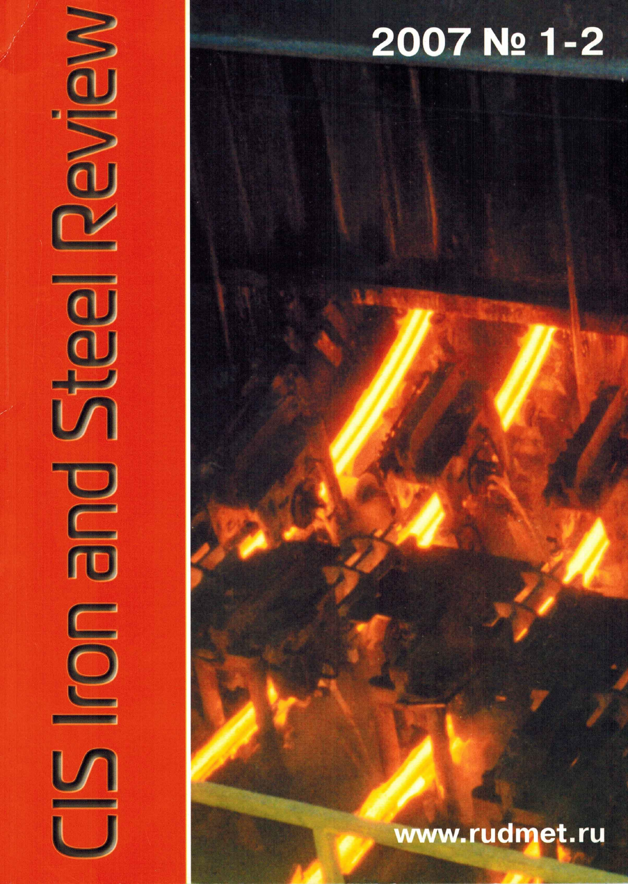# CIS Iron and Steel Review

2007 № 1-2

www.rudmet.ru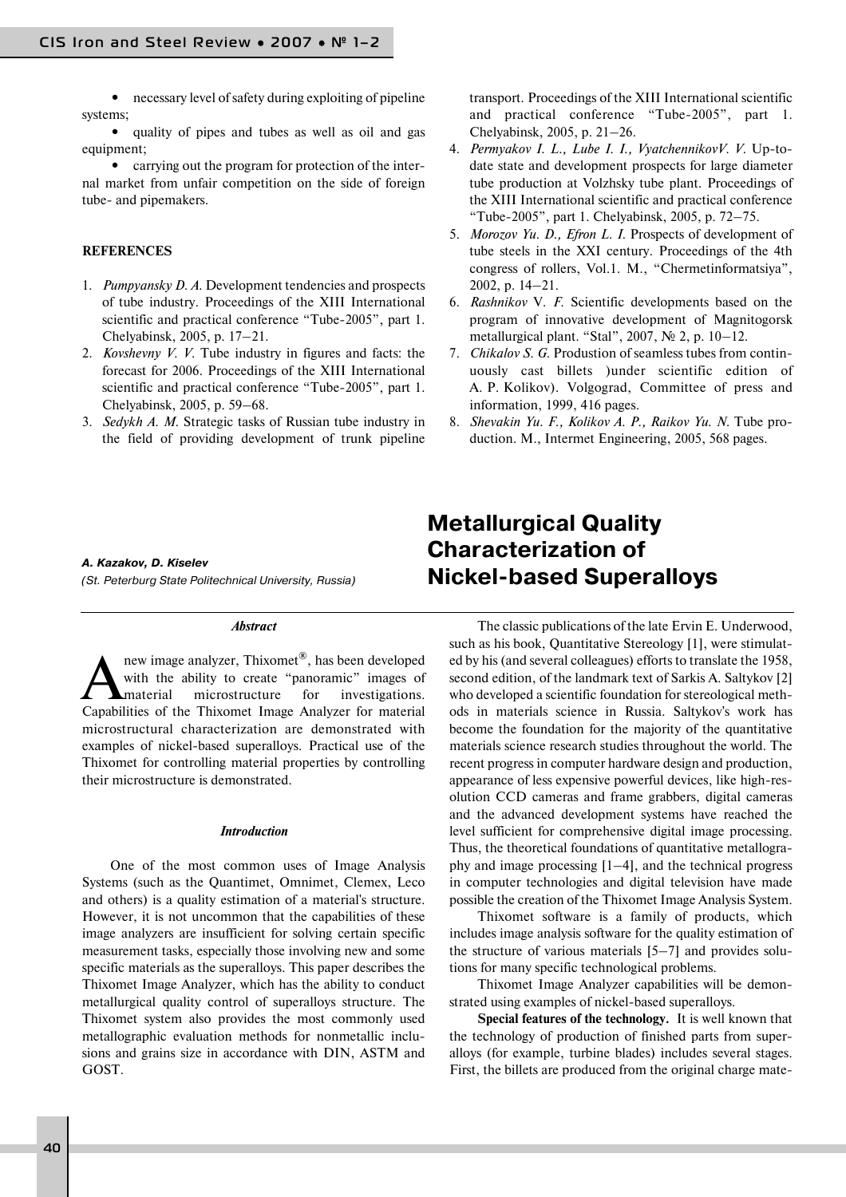- necessary level of safety during exploiting of pipeline systems;
- quality of pipes and tubes as well as oil and gas equipment;
- carrying out the program for protection of the internal market from unfair competition on the side of foreign tube- and pipemakers.

**REFERENCES**

1. *Pumpyansky D. A.* Development tendencies and prospects of tube industry. Proceedings of the XIII International scientific and practical conference "Tube-2005", part 1. Chelyabinsk, 2005, p. 17–21.
2. *Kovshevny V. V.* Tube industry in figures and facts: the forecast for 2006. Proceedings of the XIII International scientific and practical conference "Tube-2005", part 1. Chelyabinsk, 2005, p. 59–68.
3. *Sedykh A. M.* Strategic tasks of Russian tube industry in the field of providing development of trunk pipeline transport. Proceedings of the XIII International scientific and practical conference "Tube-2005", part 1. Chelyabinsk, 2005, p. 21–26.
4. *Permyakov I. L., Lube I. I., VyatchennikovV. V.* Up-to-date state and development prospects for large diameter tube production at Volzhsky tube plant. Proceedings of the XIII International scientific and practical conference "Tube-2005", part 1. Chelyabinsk, 2005, p. 72–75.
5. *Morozov Yu. D., Efron L. I.* Prospects of development of tube steels in the XXI century. Proceedings of the 4th congress of rollers, Vol.1. M., "Chermetinformatsiya", 2002, p. 14–21.
6. *Rashnikov* V. *F.* Scientific developments based on the program of innovative development of Magnitogorsk metallurgical plant. "Stal", 2007, № 2, p. 10–12.
7. *Chikalov S. G.* Prodution of seamless tubes from continuously cast billets )under scientific edition of A. P. Kolikov). Volgograd, Committee of press and information, 1999, 416 pages.
8. *Shevakin Yu. F., Kolikov A. P., Raikov Yu. N.* Tube production. M., Intermet Engineering, 2005, 568 pages.

# Metallurgical Quality Characterization of Nickel-based Superalloys

***A. Kazakov, D. Kiselev***

*(St. Peterburg State Politechnical University, Russia)*

***Abstract***

A new image analyzer, Thixomet®, has been developed with the ability to create "panoramic" images of material microstructure for investigations. Capabilities of the Thixomet Image Analyzer for material microstructural characterization are demonstrated with examples of nickel-based superalloys. Practical use of the Thixomet for controlling material properties by controlling their microstructure is demonstrated.

***Introduction***

One of the most common uses of Image Analysis Systems (such as the Quantimet, Omnimet, Clemex, Leco and others) is a quality estimation of a material's structure. However, it is not uncommon that the capabilities of these image analyzers are insufficient for solving certain specific measurement tasks, especially those involving new and some specific materials as the superalloys. This paper describes the Thixomet Image Analyzer, which has the ability to conduct metallurgical quality control of superalloys structure. The Thixomet system also provides the most commonly used metallographic evaluation methods for nonmetallic inclusions and grains size in accordance with DIN, ASTM and GOST.

The classic publications of the late Ervin E. Underwood, such as his book, Quantitative Stereology [1], were stimulated by his (and several colleagues) efforts to translate the 1958, second edition, of the landmark text of Sarkis A. Saltykov [2] who developed a scientific foundation for stereological methods in materials science in Russia. Saltykov's work has become the foundation for the majority of the quantitative materials science research studies throughout the world. The recent progress in computer hardware design and production, appearance of less expensive powerful devices, like high-resolution CCD cameras and frame grabbers, digital cameras and the advanced development systems have reached the level sufficient for comprehensive digital image processing. Thus, the theoretical foundations of quantitative metallography and image processing [1–4], and the technical progress in computer technologies and digital television have made possible the creation of the Thixomet Image Analysis System.

Thixomet software is a family of products, which includes image analysis software for the quality estimation of the structure of various materials [5–7] and provides solutions for many specific technological problems.

Thixomet Image Analyzer capabilities will be demonstrated using examples of nickel-based superalloys.

**Special features of the technology.** It is well known that the technology of production of finished parts from superalloys (for example, turbine blades) includes several stages. First, the billets are produced from the original charge mate-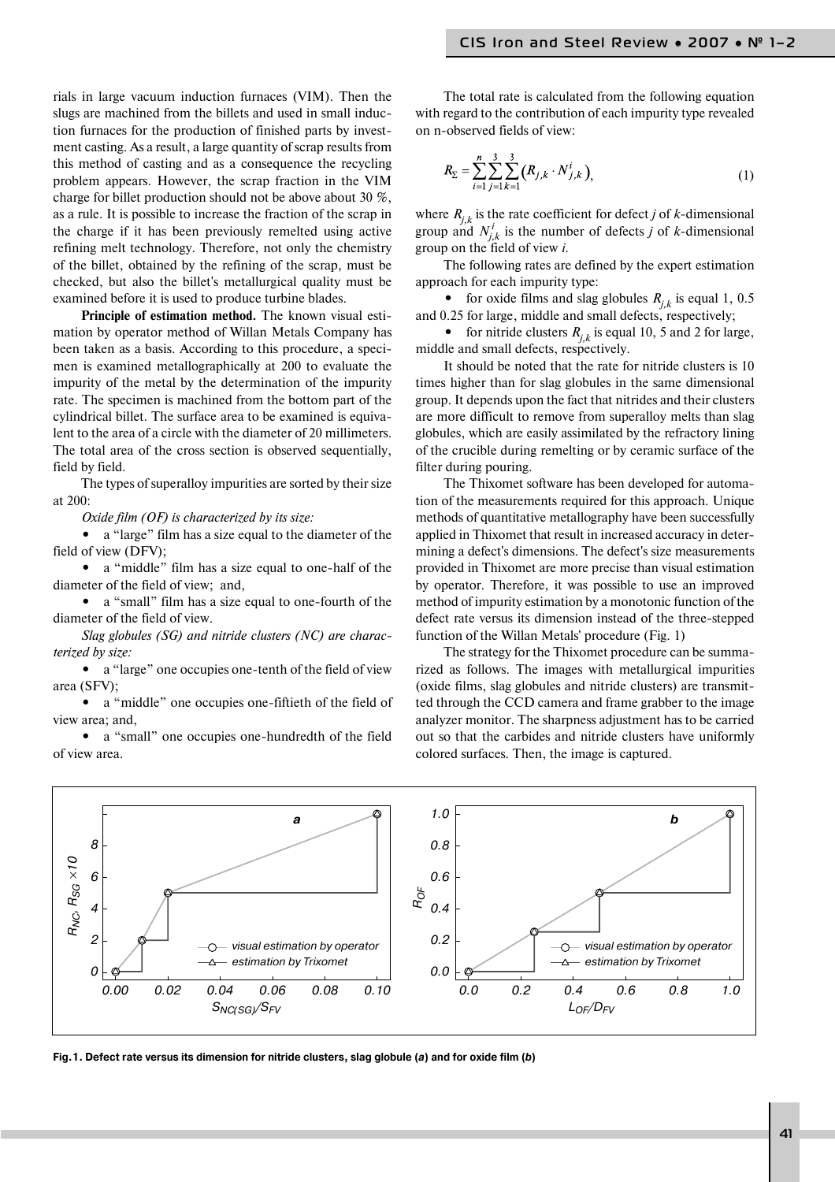rials in large vacuum induction furnaces (VIM). Then the slugs are machined from the billets and used in small induction furnaces for the production of finished parts by investment casting. As a result, a large quantity of scrap results from this method of casting and as a consequence the recycling problem appears. However, the scrap fraction in the VIM charge for billet production should not be above about 30 %, as a rule. It is possible to increase the fraction of the scrap in the charge if it has been previously remelted using active refining melt technology. Therefore, not only the chemistry of the billet, obtained by the refining of the scrap, must be checked, but also the billet's metallurgical quality must be examined before it is used to produce turbine blades.

**Principle of estimation method.** The known visual estimation by operator method of Willan Metals Company has been taken as a basis. According to this procedure, a specimen is examined metallographically at 200 to evaluate the impurity of the metal by the determination of the impurity rate. The specimen is machined from the bottom part of the cylindrical billet. The surface area to be examined is equivalent to the area of a circle with the diameter of 20 millimeters. The total area of the cross section is observed sequentially, field by field.

The types of superalloy impurities are sorted by their size at 200:

*Oxide film (OF) is characterized by its size:*

- a "large" film has a size equal to the diameter of the field of view (DFV);
- a "middle" film has a size equal to one-half of the diameter of the field of view; and,
- a "small" film has a size equal to one-fourth of the diameter of the field of view.

*Slag globules (SG) and nitride clusters (NC) are characterized by size:*

- a "large" one occupies one-tenth of the field of view area (SFV);
- a "middle" one occupies one-fiftieth of the field of view area; and,
- a "small" one occupies one-hundredth of the field of view area.

The total rate is calculated from the following equation with regard to the contribution of each impurity type revealed on n-observed fields of view:

$$R_{\Sigma} = \sum_{i=1}^{n}\sum_{j=1}^{3}\sum_{k=1}^{3}\left(R_{j,k} \cdot N_{j,k}^{i}\right), \tag{1}$$

where $R_{j,k}$ is the rate coefficient for defect $j$ of $k$-dimensional group and $N_{j,k}^{i}$ is the number of defects $j$ of $k$-dimensional group on the field of view $i$.

The following rates are defined by the expert estimation approach for each impurity type:

- for oxide films and slag globules $R_{j,k}$ is equal 1, 0.5 and 0.25 for large, middle and small defects, respectively;
- for nitride clusters $R_{j,k}$ is equal 10, 5 and 2 for large, middle and small defects, respectively.

It should be noted that the rate for nitride clusters is 10 times higher than for slag globules in the same dimensional group. It depends upon the fact that nitrides and their clusters are more difficult to remove from superalloy melts than slag globules, which are easily assimilated by the refractory lining of the crucible during remelting or by ceramic surface of the filter during pouring.

The Thixomet software has been developed for automation of the measurements required for this approach. Unique methods of quantitative metallography have been successfully applied in Thixomet that result in increased accuracy in determining a defect's dimensions. The defect's size measurements provided in Thixomet are more precise than visual estimation by operator. Therefore, it was possible to use an improved method of impurity estimation by a monotonic function of the defect rate versus its dimension instead of the three-stepped function of the Willan Metals' procedure (Fig. 1)

The strategy for the Thixomet procedure can be summarized as follows. The images with metallurgical impurities (oxide films, slag globules and nitride clusters) are transmitted through the CCD camera and frame grabber to the image analyzer monitor. The sharpness adjustment has to be carried out so that the carbides and nitride clusters have uniformly colored surfaces. Then, the image is captured.

**Fig. 1. Defect rate versus its dimension for nitride clusters, slag globule (*a*) and for oxide film (*b*)**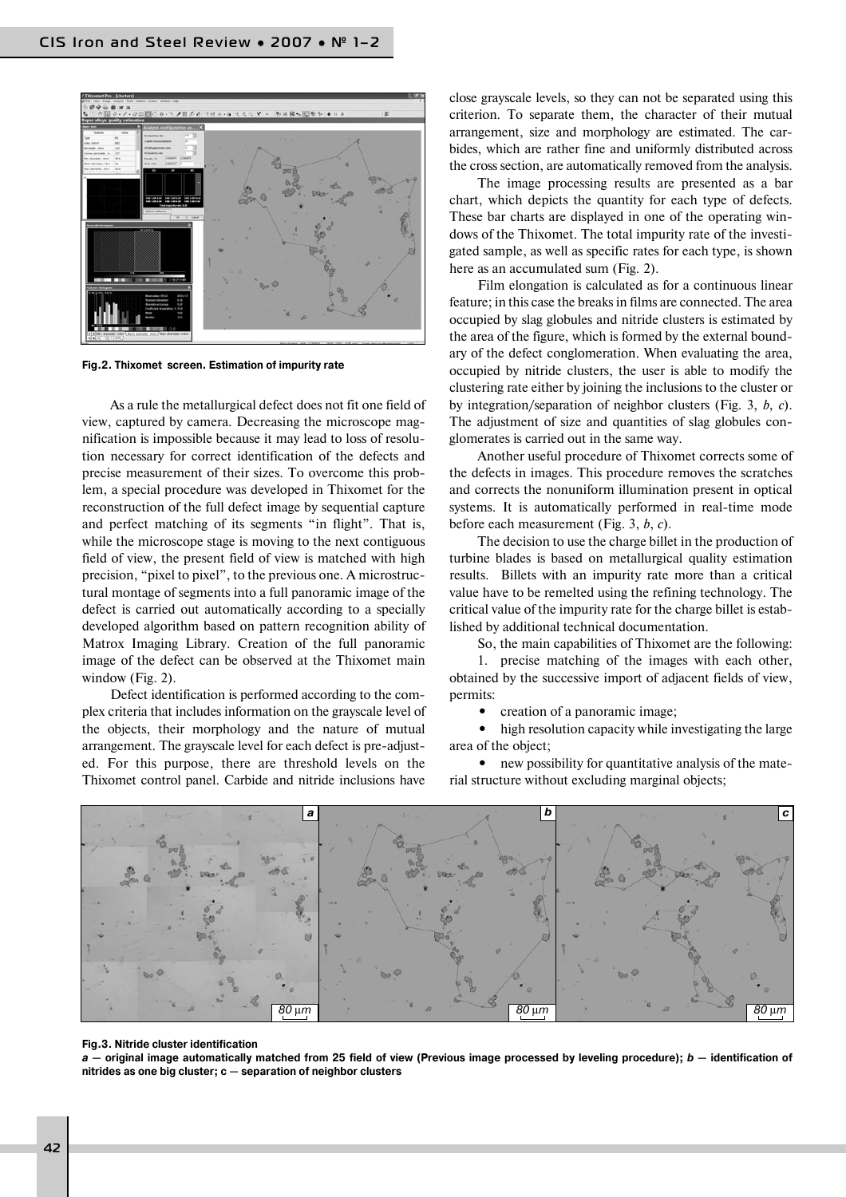Fig.2. Thixomet screen. Estimation of impurity rate

As a rule the metallurgical defect does not fit one field of view, captured by camera. Decreasing the microscope magnification is impossible because it may lead to loss of resolution necessary for correct identification of the defects and precise measurement of their sizes. To overcome this problem, a special procedure was developed in Thixomet for the reconstruction of the full defect image by sequential capture and perfect matching of its segments "in flight". That is, while the microscope stage is moving to the next contiguous field of view, the present field of view is matched with high precision, "pixel to pixel", to the previous one. A microstructural montage of segments into a full panoramic image of the defect is carried out automatically according to a specially developed algorithm based on pattern recognition ability of Matrox Imaging Library. Creation of the full panoramic image of the defect can be observed at the Thixomet main window (Fig. 2).

Defect identification is performed according to the complex criteria that includes information on the grayscale level of the objects, their morphology and the nature of mutual arrangement. The grayscale level for each defect is pre-adjusted. For this purpose, there are threshold levels on the Thixomet control panel. Carbide and nitride inclusions have close grayscale levels, so they can not be separated using this criterion. To separate them, the character of their mutual arrangement, size and morphology are estimated. The carbides, which are rather fine and uniformly distributed across the cross section, are automatically removed from the analysis.

The image processing results are presented as a bar chart, which depicts the quantity for each type of defects. These bar charts are displayed in one of the operating windows of the Thixomet. The total impurity rate of the investigated sample, as well as specific rates for each type, is shown here as an accumulated sum (Fig. 2).

Film elongation is calculated as for a continuous linear feature; in this case the breaks in films are connected. The area occupied by slag globules and nitride clusters is estimated by the area of the figure, which is formed by the external boundary of the defect conglomeration. When evaluating the area, occupied by nitride clusters, the user is able to modify the clustering rate either by joining the inclusions to the cluster or by integration/separation of neighbor clusters (Fig. 3, *b*, *c*). The adjustment of size and quantities of slag globules conglomerates is carried out in the same way.

Another useful procedure of Thixomet corrects some of the defects in images. This procedure removes the scratches and corrects the nonuniform illumination present in optical systems. It is automatically performed in real-time mode before each measurement (Fig. 3, *b*, *c*).

The decision to use the charge billet in the production of turbine blades is based on metallurgical quality estimation results. Billets with an impurity rate more than a critical value have to be remelted using the refining technology. The critical value of the impurity rate for the charge billet is established by additional technical documentation.

So, the main capabilities of Thixomet are the following:

1. precise matching of the images with each other, obtained by the successive import of adjacent fields of view, permits:

- creation of a panoramic image;
- high resolution capacity while investigating the large area of the object;
- new possibility for quantitative analysis of the material structure without excluding marginal objects;

**Fig.3. Nitride cluster identification**

***a*** **— original image automatically matched from 25 field of view (Previous image processed by leveling procedure);** ***b*** **— identification of nitrides as one big cluster; c — separation of neighbor clusters**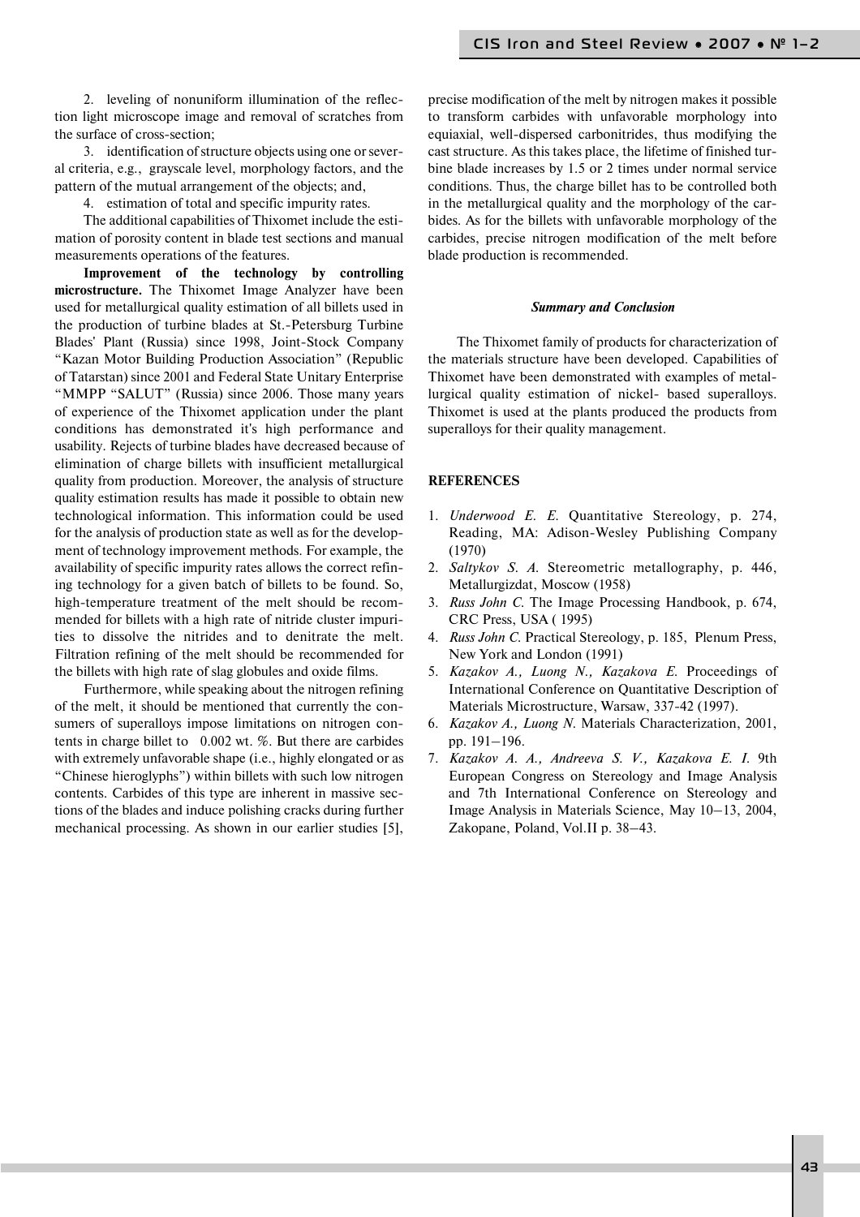2. leveling of nonuniform illumination of the reflection light microscope image and removal of scratches from the surface of cross-section;

3. identification of structure objects using one or several criteria, e.g., grayscale level, morphology factors, and the pattern of the mutual arrangement of the objects; and,

4. estimation of total and specific impurity rates.

The additional capabilities of Thixomet include the estimation of porosity content in blade test sections and manual measurements operations of the features.

**Improvement of the technology by controlling microstructure.** The Thixomet Image Analyzer have been used for metallurgical quality estimation of all billets used in the production of turbine blades at St.-Petersburg Turbine Blades' Plant (Russia) since 1998, Joint-Stock Company "Kazan Motor Building Production Association" (Republic of Tatarstan) since 2001 and Federal State Unitary Enterprise "MMPP "SALUT" (Russia) since 2006. Those many years of experience of the Thixomet application under the plant conditions has demonstrated it's high performance and usability. Rejects of turbine blades have decreased because of elimination of charge billets with insufficient metallurgical quality from production. Moreover, the analysis of structure quality estimation results has made it possible to obtain new technological information. This information could be used for the analysis of production state as well as for the development of technology improvement methods. For example, the availability of specific impurity rates allows the correct refining technology for a given batch of billets to be found. So, high-temperature treatment of the melt should be recommended for billets with a high rate of nitride cluster impurities to dissolve the nitrides and to denitrate the melt. Filtration refining of the melt should be recommended for the billets with high rate of slag globules and oxide films.

Furthermore, while speaking about the nitrogen refining of the melt, it should be mentioned that currently the consumers of superalloys impose limitations on nitrogen contents in charge billet to 0.002 wt. %. But there are carbides with extremely unfavorable shape (i.e., highly elongated or as "Chinese hieroglyphs") within billets with such low nitrogen contents. Carbides of this type are inherent in massive sections of the blades and induce polishing cracks during further mechanical processing. As shown in our earlier studies [5], precise modification of the melt by nitrogen makes it possible to transform carbides with unfavorable morphology into equiaxial, well-dispersed carbonitrides, thus modifying the cast structure. As this takes place, the lifetime of finished turbine blade increases by 1.5 or 2 times under normal service conditions. Thus, the charge billet has to be controlled both in the metallurgical quality and the morphology of the carbides. As for the billets with unfavorable morphology of the carbides, precise nitrogen modification of the melt before blade production is recommended.

## *Summary and Conclusion*

The Thixomet family of products for characterization of the materials structure have been developed. Capabilities of Thixomet have been demonstrated with examples of metallurgical quality estimation of nickel- based superalloys. Thixomet is used at the plants produced the products from superalloys for their quality management.

## REFERENCES

1. *Underwood E. E.* Quantitative Stereology, p. 274, Reading, MA: Adison-Wesley Publishing Company (1970)
2. *Saltykov S. A.* Stereometric metallography, p. 446, Metallurgizdat, Moscow (1958)
3. *Russ John C.* The Image Processing Handbook, p. 674, CRC Press, USA ( 1995)
4. *Russ John C.* Practical Stereology, p. 185, Plenum Press, New York and London (1991)
5. *Kazakov A., Luong N., Kazakova E.* Proceedings of International Conference on Quantitative Description of Materials Microstructure, Warsaw, 337-42 (1997).
6. *Kazakov A., Luong N.* Materials Characterization, 2001, pp. 191–196.
7. *Kazakov A. A., Andreeva S. V., Kazakova E. I.* 9th European Congress on Stereology and Image Analysis and 7th International Conference on Stereology and Image Analysis in Materials Science, May 10–13, 2004, Zakopane, Poland, Vol.II p. 38–43.